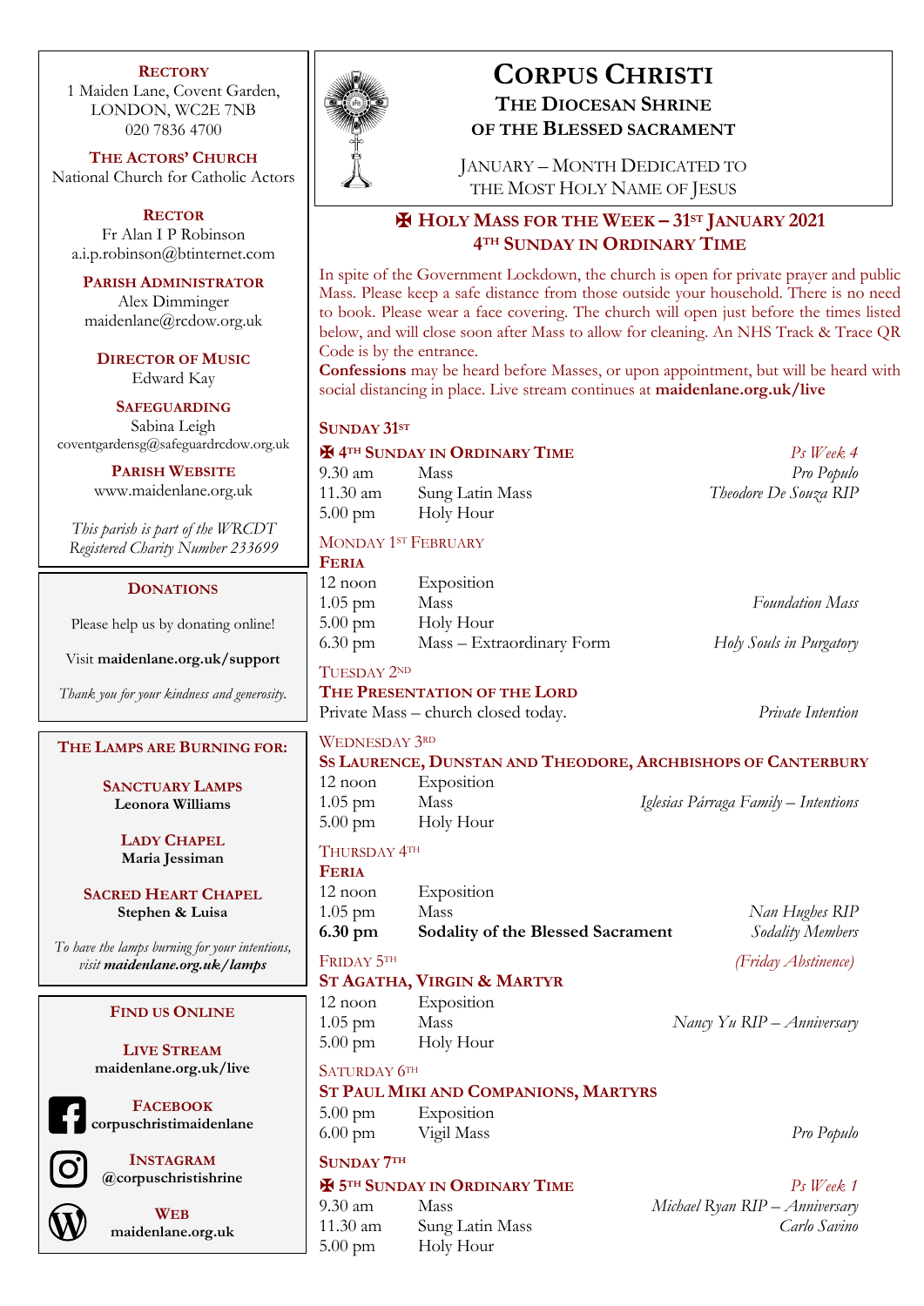# Corpus Christi

## The Diocesan Shrine of the Blessed Sacrament

January – Month Dedicated to the Most Holy Name of Jesus

## ✠ Holy Mass for the Week – 31st January 2021
## 4th Sunday in Ordinary Time

In spite of the Government Lockdown, the church is open for private prayer and public Mass. Please keep a safe distance from those outside your household. There is no need to book. Please wear a face covering. The church will open just before the times listed below, and will close soon after Mass to allow for cleaning. An NHS Track & Trace QR Code is by the entrance.

**Confessions** may be heard before Masses, or upon appointment, but will be heard with social distancing in place. Live stream continues at **maidenlane.org.uk/live**

### Sunday 31st

**✠ 4th Sunday in Ordinary Time** — *Ps Week 4*

| | | |
|---|---|---|
| 9.30 am | Mass | *Pro Populo* |
| 11.30 am | Sung Latin Mass | *Theodore De Souza RIP* |
| 5.00 pm | Holy Hour | |

### Monday 1st February

**Feria**

| | | |
|---|---|---|
| 12 noon | Exposition | |
| 1.05 pm | Mass | *Foundation Mass* |
| 5.00 pm | Holy Hour | |
| 6.30 pm | Mass – Extraordinary Form | *Holy Souls in Purgatory* |

### Tuesday 2nd

**The Presentation of the Lord**

Private Mass – church closed today. — *Private Intention*

### Wednesday 3rd

**Ss Laurence, Dunstan and Theodore, Archbishops of Canterbury**

| | | |
|---|---|---|
| 12 noon | Exposition | |
| 1.05 pm | Mass | *Iglesias Párraga Family – Intentions* |
| 5.00 pm | Holy Hour | |

### Thursday 4th

**Feria**

| | | |
|---|---|---|
| 12 noon | Exposition | |
| 1.05 pm | Mass | *Nan Hughes RIP* |
| **6.30 pm** | **Sodality of the Blessed Sacrament** | *Sodality Members* |

### Friday 5th

*(Friday Abstinence)*

**St Agatha, Virgin & Martyr**

| | | |
|---|---|---|
| 12 noon | Exposition | |
| 1.05 pm | Mass | *Nancy Yu RIP – Anniversary* |
| 5.00 pm | Holy Hour | |

### Saturday 6th

**St Paul Miki and Companions, Martyrs**

| | | |
|---|---|---|
| 5.00 pm | Exposition | |
| 6.00 pm | Vigil Mass | *Pro Populo* |

### Sunday 7th

**✠ 5th Sunday in Ordinary Time** — *Ps Week 1*

| | | |
|---|---|---|
| 9.30 am | Mass | *Michael Ryan RIP – Anniversary* |
| 11.30 am | Sung Latin Mass | *Carlo Savino* |
| 5.00 pm | Holy Hour | |

---

**Rectory**
1 Maiden Lane, Covent Garden,
LONDON, WC2E 7NB
020 7836 4700

**The Actors' Church**
National Church for Catholic Actors

**Rector**
Fr Alan I P Robinson
a.i.p.robinson@btinternet.com

**Parish Administrator**
Alex Dimminger
maidenlane@rcdow.org.uk

**Director of Music**
Edward Kay

**Safeguarding**
Sabina Leigh
coventgardensg@safeguardrcdow.org.uk

**Parish Website**
www.maidenlane.org.uk

*This parish is part of the WRCDT Registered Charity Number 233699*

**Donations**

Please help us by donating online!

Visit **maidenlane.org.uk/support**

*Thank you for your kindness and generosity.*

**The Lamps are Burning for:**

**Sanctuary Lamps**
**Leonora Williams**

**Lady Chapel**
**Maria Jessiman**

**Sacred Heart Chapel**
**Stephen & Luisa**

*To have the lamps burning for your intentions, visit* ***maidenlane.org.uk/lamps***

**Find us Online**

**Live Stream**
**maidenlane.org.uk/live**

**Facebook**
**corpuschristimaidenlane**

**Instagram**
**@corpuschristishrine**

**Web**
**maidenlane.org.uk**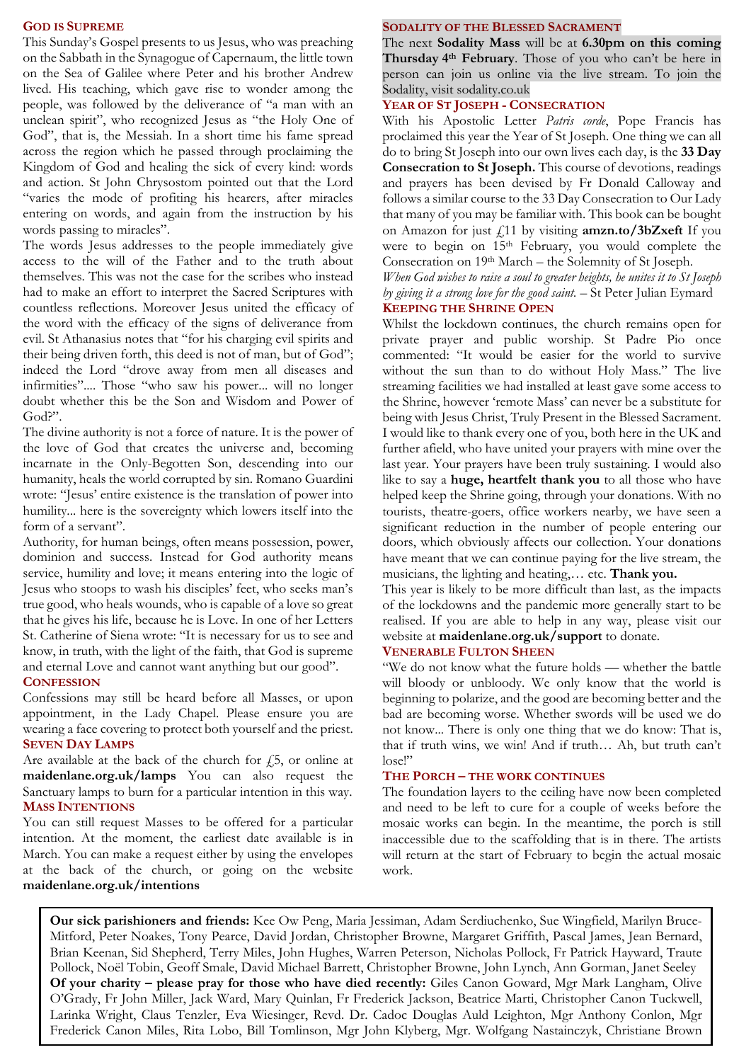## God is Supreme

This Sunday's Gospel presents to us Jesus, who was preaching on the Sabbath in the Synagogue of Capernaum, the little town on the Sea of Galilee where Peter and his brother Andrew lived. His teaching, which gave rise to wonder among the people, was followed by the deliverance of "a man with an unclean spirit", who recognized Jesus as "the Holy One of God", that is, the Messiah. In a short time his fame spread across the region which he passed through proclaiming the Kingdom of God and healing the sick of every kind: words and action. St John Chrysostom pointed out that the Lord "varies the mode of profiting his hearers, after miracles entering on words, and again from the instruction by his words passing to miracles".

The words Jesus addresses to the people immediately give access to the will of the Father and to the truth about themselves. This was not the case for the scribes who instead had to make an effort to interpret the Sacred Scriptures with countless reflections. Moreover Jesus united the efficacy of the word with the efficacy of the signs of deliverance from evil. St Athanasius notes that "for his charging evil spirits and their being driven forth, this deed is not of man, but of God"; indeed the Lord "drove away from men all diseases and infirmities".... Those "who saw his power... will no longer doubt whether this be the Son and Wisdom and Power of God?".

The divine authority is not a force of nature. It is the power of the love of God that creates the universe and, becoming incarnate in the Only-Begotten Son, descending into our humanity, heals the world corrupted by sin. Romano Guardini wrote: "Jesus' entire existence is the translation of power into humility... here is the sovereignty which lowers itself into the form of a servant".

Authority, for human beings, often means possession, power, dominion and success. Instead for God authority means service, humility and love; it means entering into the logic of Jesus who stoops to wash his disciples' feet, who seeks man's true good, who heals wounds, who is capable of a love so great that he gives his life, because he is Love. In one of her Letters St. Catherine of Siena wrote: "It is necessary for us to see and know, in truth, with the light of the faith, that God is supreme and eternal Love and cannot want anything but our good".

## Confession

Confessions may still be heard before all Masses, or upon appointment, in the Lady Chapel. Please ensure you are wearing a face covering to protect both yourself and the priest.

## Seven Day Lamps

Are available at the back of the church for £5, or online at **maidenlane.org.uk/lamps** You can also request the Sanctuary lamps to burn for a particular intention in this way.

## Mass Intentions

You can still request Masses to be offered for a particular intention. At the moment, the earliest date available is in March. You can make a request either by using the envelopes at the back of the church, or going on the website **maidenlane.org.uk/intentions**

## Sodality of the Blessed Sacrament

The next **Sodality Mass** will be at **6.30pm on this coming Thursday 4th February**. Those of you who can't be here in person can join us online via the live stream. To join the Sodality, visit sodality.co.uk

## Year of St Joseph - Consecration

With his Apostolic Letter *Patris corde*, Pope Francis has proclaimed this year the Year of St Joseph. One thing we can all do to bring St Joseph into our own lives each day, is the **33 Day Consecration to St Joseph.** This course of devotions, readings and prayers has been devised by Fr Donald Calloway and follows a similar course to the 33 Day Consecration to Our Lady that many of you may be familiar with. This book can be bought on Amazon for just £11 by visiting **amzn.to/3bZxeft** If you were to begin on 15th February, you would complete the Consecration on 19th March – the Solemnity of St Joseph.

*When God wishes to raise a soul to greater heights, he unites it to St Joseph by giving it a strong love for the good saint.* – St Peter Julian Eymard

## Keeping the Shrine Open

Whilst the lockdown continues, the church remains open for private prayer and public worship. St Padre Pio once commented: "It would be easier for the world to survive without the sun than to do without Holy Mass." The live streaming facilities we had installed at least gave some access to the Shrine, however 'remote Mass' can never be a substitute for being with Jesus Christ, Truly Present in the Blessed Sacrament. I would like to thank every one of you, both here in the UK and further afield, who have united your prayers with mine over the last year. Your prayers have been truly sustaining. I would also like to say a **huge, heartfelt thank you** to all those who have helped keep the Shrine going, through your donations. With no tourists, theatre-goers, office workers nearby, we have seen a significant reduction in the number of people entering our doors, which obviously affects our collection. Your donations have meant that we can continue paying for the live stream, the musicians, the lighting and heating,… etc. **Thank you.**

This year is likely to be more difficult than last, as the impacts of the lockdowns and the pandemic more generally start to be realised. If you are able to help in any way, please visit our website at **maidenlane.org.uk/support** to donate.

## Venerable Fulton Sheen

"We do not know what the future holds — whether the battle will bloody or unbloody. We only know that the world is beginning to polarize, and the good are becoming better and the bad are becoming worse. Whether swords will be used we do not know... There is only one thing that we do know: That is, that if truth wins, we win! And if truth… Ah, but truth can't lose!"

## The Porch – the work continues

The foundation layers to the ceiling have now been completed and need to be left to cure for a couple of weeks before the mosaic works can begin. In the meantime, the porch is still inaccessible due to the scaffolding that is in there. The artists will return at the start of February to begin the actual mosaic work.

**Our sick parishioners and friends:** Kee Ow Peng, Maria Jessiman, Adam Serdiuchenko, Sue Wingfield, Marilyn Bruce-Mitford, Peter Noakes, Tony Pearce, David Jordan, Christopher Browne, Margaret Griffith, Pascal James, Jean Bernard, Brian Keenan, Sid Shepherd, Terry Miles, John Hughes, Warren Peterson, Nicholas Pollock, Fr Patrick Hayward, Traute Pollock, Noël Tobin, Geoff Smale, David Michael Barrett, Christopher Browne, John Lynch, Ann Gorman, Janet Seeley
**Of your charity – please pray for those who have died recently:** Giles Canon Goward, Mgr Mark Langham, Olive O'Grady, Fr John Miller, Jack Ward, Mary Quinlan, Fr Frederick Jackson, Beatrice Marti, Christopher Canon Tuckwell, Larinka Wright, Claus Tenzler, Eva Wiesinger, Revd. Dr. Cadoc Douglas Auld Leighton, Mgr Anthony Conlon, Mgr Frederick Canon Miles, Rita Lobo, Bill Tomlinson, Mgr John Klyberg, Mgr. Wolfgang Nastainczyk, Christiane Brown